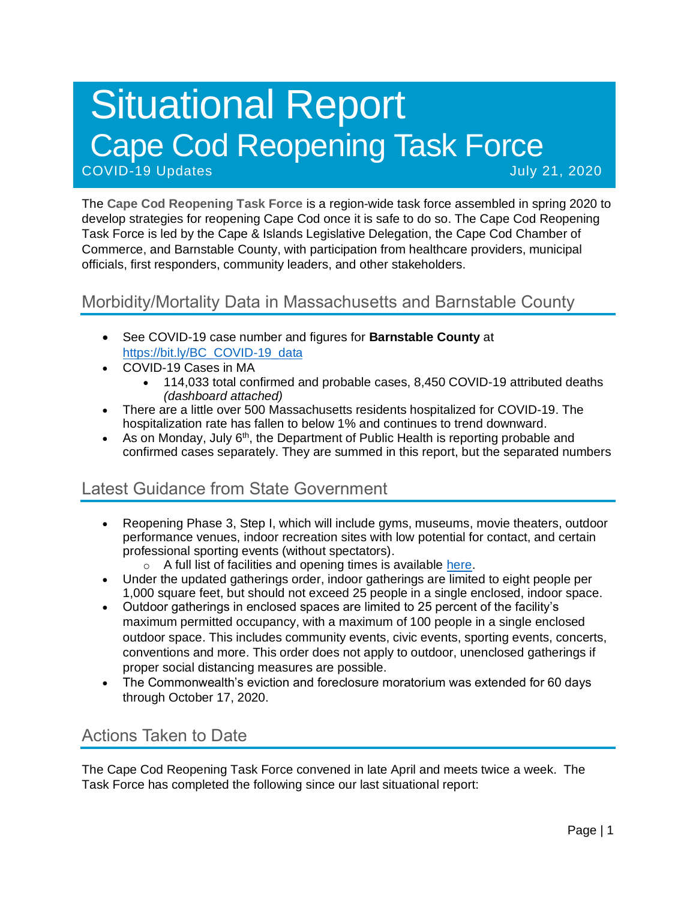# Situational Report
# Cape Cod Reopening Task Force

COVID-19 Updates July 21, 2020

The **Cape Cod Reopening Task Force** is a region-wide task force assembled in spring 2020 to develop strategies for reopening Cape Cod once it is safe to do so. The Cape Cod Reopening Task Force is led by the Cape & Islands Legislative Delegation, the Cape Cod Chamber of Commerce, and Barnstable County, with participation from healthcare providers, municipal officials, first responders, community leaders, and other stakeholders.

## Morbidity/Mortality Data in Massachusetts and Barnstable County

- See COVID-19 case number and figures for **Barnstable County** at https://bit.ly/BC_COVID-19_data
- COVID-19 Cases in MA
  - 114,033 total confirmed and probable cases, 8,450 COVID-19 attributed deaths *(dashboard attached)*
- There are a little over 500 Massachusetts residents hospitalized for COVID-19. The hospitalization rate has fallen to below 1% and continues to trend downward.
- As on Monday, July 6th, the Department of Public Health is reporting probable and confirmed cases separately. They are summed in this report, but the separated numbers

## Latest Guidance from State Government

- Reopening Phase 3, Step I, which will include gyms, museums, movie theaters, outdoor performance venues, indoor recreation sites with low potential for contact, and certain professional sporting events (without spectators).
  - A full list of facilities and opening times is available here.
- Under the updated gatherings order, indoor gatherings are limited to eight people per 1,000 square feet, but should not exceed 25 people in a single enclosed, indoor space.
- Outdoor gatherings in enclosed spaces are limited to 25 percent of the facility's maximum permitted occupancy, with a maximum of 100 people in a single enclosed outdoor space. This includes community events, civic events, sporting events, concerts, conventions and more. This order does not apply to outdoor, unenclosed gatherings if proper social distancing measures are possible.
- The Commonwealth's eviction and foreclosure moratorium was extended for 60 days through October 17, 2020.

## Actions Taken to Date

The Cape Cod Reopening Task Force convened in late April and meets twice a week. The Task Force has completed the following since our last situational report: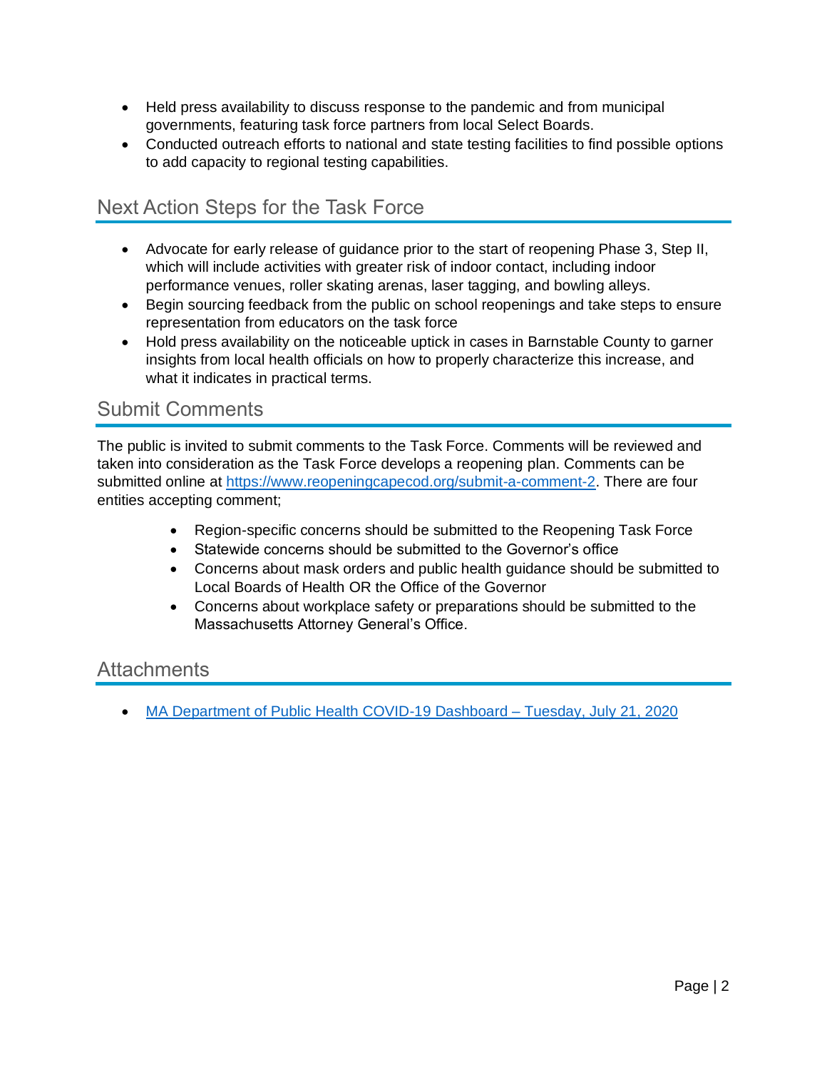- Held press availability to discuss response to the pandemic and from municipal governments, featuring task force partners from local Select Boards.
- Conducted outreach efforts to national and state testing facilities to find possible options to add capacity to regional testing capabilities.

## Next Action Steps for the Task Force

- Advocate for early release of guidance prior to the start of reopening Phase 3, Step II, which will include activities with greater risk of indoor contact, including indoor performance venues, roller skating arenas, laser tagging, and bowling alleys.
- Begin sourcing feedback from the public on school reopenings and take steps to ensure representation from educators on the task force
- Hold press availability on the noticeable uptick in cases in Barnstable County to garner insights from local health officials on how to properly characterize this increase, and what it indicates in practical terms.

## Submit Comments

The public is invited to submit comments to the Task Force. Comments will be reviewed and taken into consideration as the Task Force develops a reopening plan. Comments can be submitted online at [https://www.reopeningcapecod.org/submit-a-comment-2](https://www.reopeningcapecod.org/submit-a-comment-2). There are four entities accepting comment;

- Region-specific concerns should be submitted to the Reopening Task Force
- Statewide concerns should be submitted to the Governor's office
- Concerns about mask orders and public health guidance should be submitted to Local Boards of Health OR the Office of the Governor
- Concerns about workplace safety or preparations should be submitted to the Massachusetts Attorney General's Office.

## Attachments

- MA Department of Public Health COVID-19 Dashboard – Tuesday, July 21, 2020